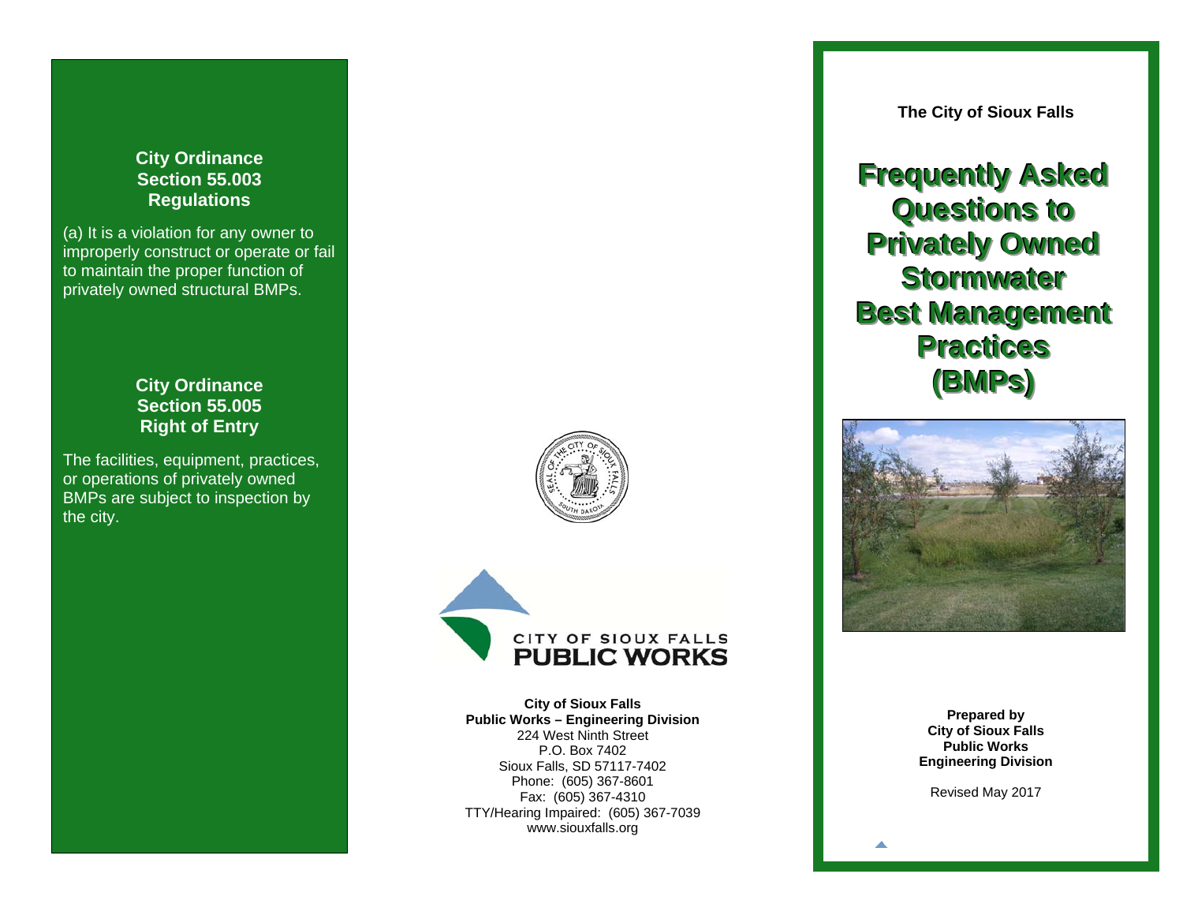## City Ordinance Section 55.003 Regulations

(a) It is a violation for any owner to improperly construct or operate or fail to maintain the proper function of privately owned structural BMPs.

## City Ordinance Section 55.005 Right of Entry

The facilities, equipment, practices, or operations of privately owned BMPs are subject to inspection by the city.

CITY OF SIOUX FALLS
PUBLIC WORKS

**City of Sioux Falls**
**Public Works – Engineering Division**
224 West Ninth Street
P.O. Box 7402
Sioux Falls, SD 57117-7402
Phone: (605) 367-8601
Fax: (605) 367-4310
TTY/Hearing Impaired: (605) 367-7039
www.siouxfalls.org

**The City of Sioux Falls**

# Frequently Asked Questions to Privately Owned Stormwater Best Management Practices (BMPs)

**Prepared by**
**City of Sioux Falls**
**Public Works**
**Engineering Division**

Revised May 2017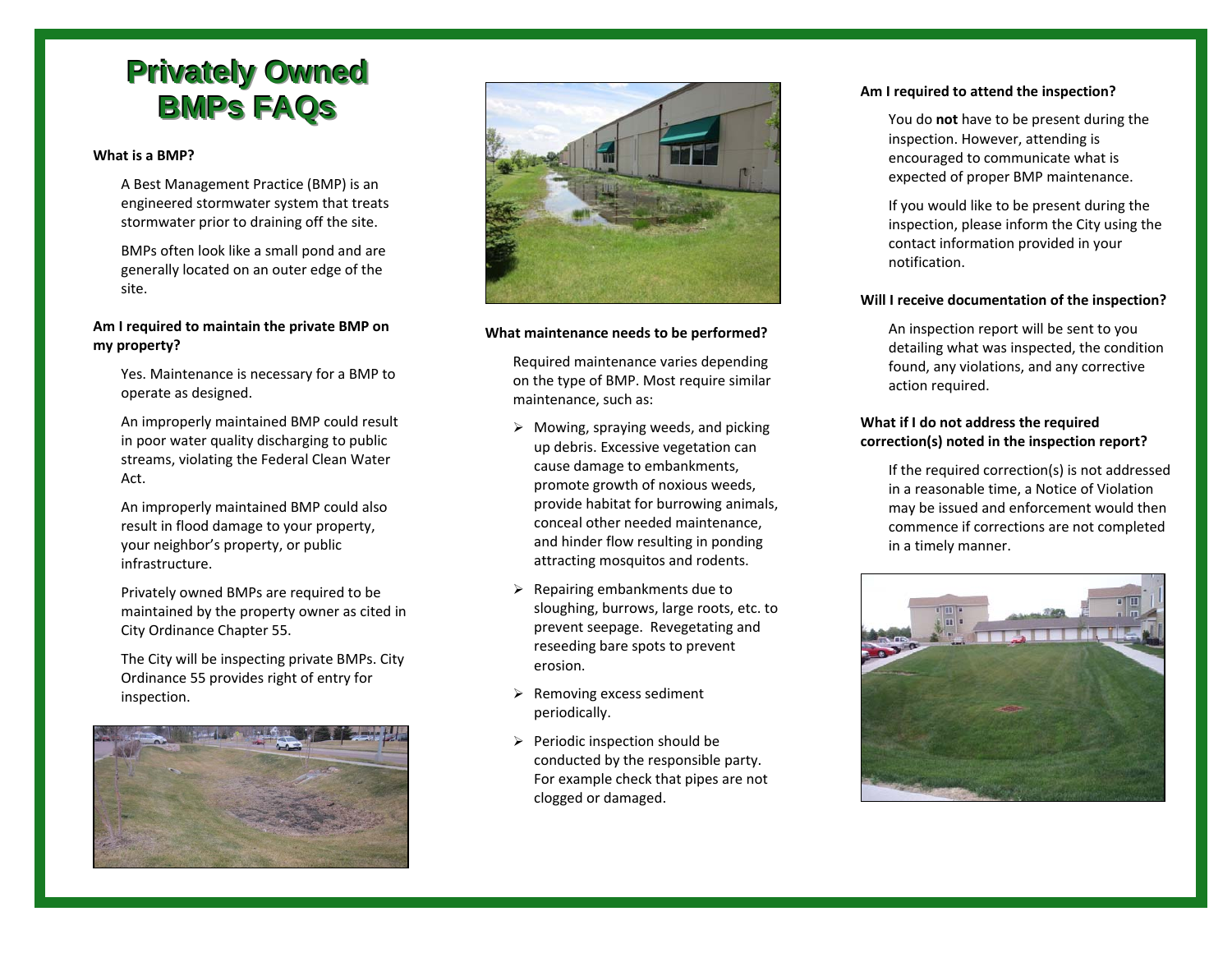# Privately Owned BMPs FAQs

### What is a BMP?

A Best Management Practice (BMP) is an engineered stormwater system that treats stormwater prior to draining off the site.

BMPs often look like a small pond and are generally located on an outer edge of the site.

### Am I required to maintain the private BMP on my property?

Yes. Maintenance is necessary for a BMP to operate as designed.

An improperly maintained BMP could result in poor water quality discharging to public streams, violating the Federal Clean Water Act.

An improperly maintained BMP could also result in flood damage to your property, your neighbor's property, or public infrastructure.

Privately owned BMPs are required to be maintained by the property owner as cited in City Ordinance Chapter 55.

The City will be inspecting private BMPs. City Ordinance 55 provides right of entry for inspection.

### What maintenance needs to be performed?

Required maintenance varies depending on the type of BMP. Most require similar maintenance, such as:

- Mowing, spraying weeds, and picking up debris. Excessive vegetation can cause damage to embankments, promote growth of noxious weeds, provide habitat for burrowing animals, conceal other needed maintenance, and hinder flow resulting in ponding attracting mosquitos and rodents.
- Repairing embankments due to sloughing, burrows, large roots, etc. to prevent seepage. Revegetating and reseeding bare spots to prevent erosion.
- Removing excess sediment periodically.
- Periodic inspection should be conducted by the responsible party. For example check that pipes are not clogged or damaged.

### Am I required to attend the inspection?

You do **not** have to be present during the inspection. However, attending is encouraged to communicate what is expected of proper BMP maintenance.

If you would like to be present during the inspection, please inform the City using the contact information provided in your notification.

### Will I receive documentation of the inspection?

An inspection report will be sent to you detailing what was inspected, the condition found, any violations, and any corrective action required.

### What if I do not address the required correction(s) noted in the inspection report?

If the required correction(s) is not addressed in a reasonable time, a Notice of Violation may be issued and enforcement would then commence if corrections are not completed in a timely manner.